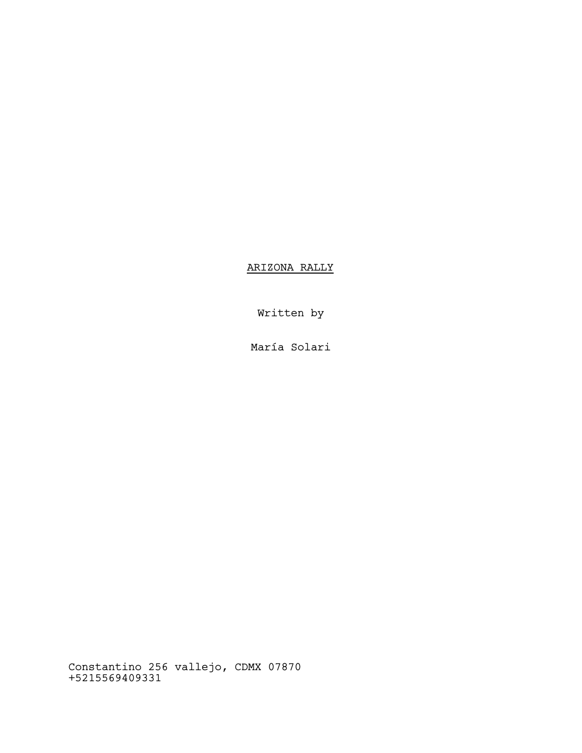# ARIZONA RALLY

Written by

María Solari

Constantino 256 vallejo, CDMX 07870
+5215569409331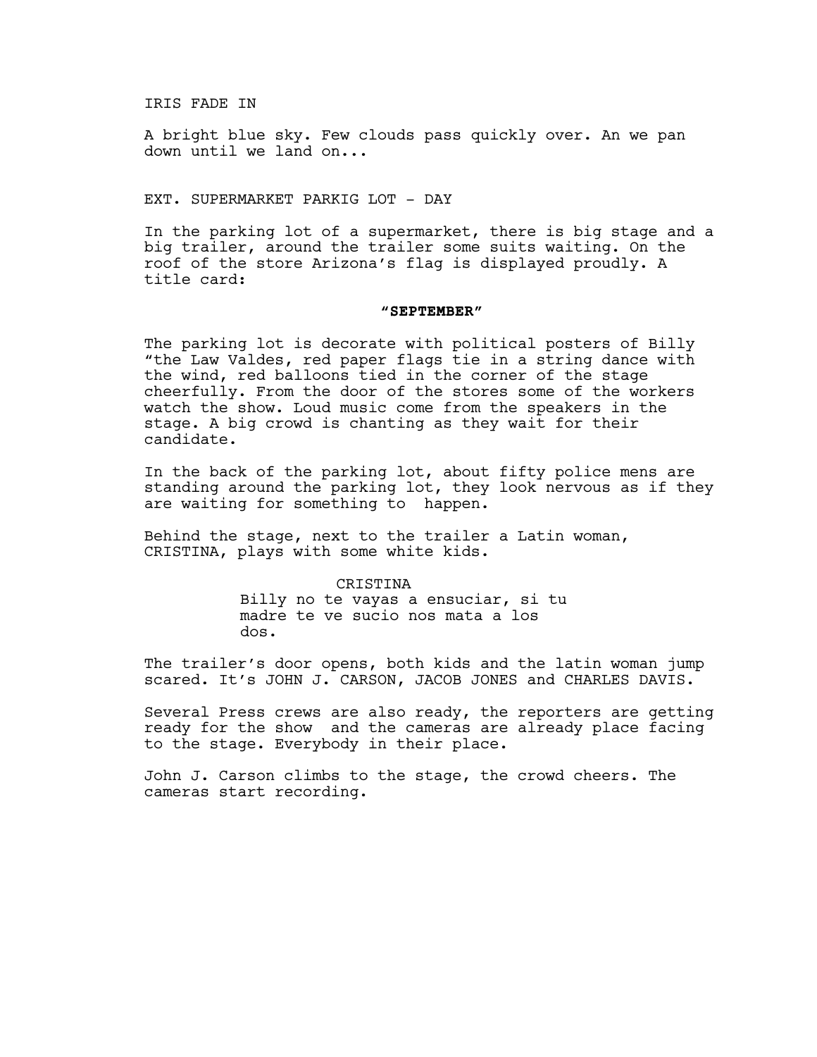IRIS FADE IN

A bright blue sky. Few clouds pass quickly over. An we pan down until we land on...

EXT. SUPERMARKET PARKIG LOT - DAY

In the parking lot of a supermarket, there is big stage and a big trailer, around the trailer some suits waiting. On the roof of the store Arizona’s flag is displayed proudly. A title card:

**“SEPTEMBER”**

The parking lot is decorate with political posters of Billy “the Law Valdes, red paper flags tie in a string dance with the wind, red balloons tied in the corner of the stage cheerfully. From the door of the stores some of the workers watch the show. Loud music come from the speakers in the stage. A big crowd is chanting as they wait for their candidate.

In the back of the parking lot, about fifty police mens are standing around the parking lot, they look nervous as if they are waiting for something to  happen.

Behind the stage, next to the trailer a Latin woman, CRISTINA, plays with some white kids.

CRISTINA

Billy no te vayas a ensuciar, si tu madre te ve sucio nos mata a los dos.

The trailer’s door opens, both kids and the latin woman jump scared. It’s JOHN J. CARSON, JACOB JONES and CHARLES DAVIS.

Several Press crews are also ready, the reporters are getting ready for the show  and the cameras are already place facing to the stage. Everybody in their place.

John J. Carson climbs to the stage, the crowd cheers. The cameras start recording.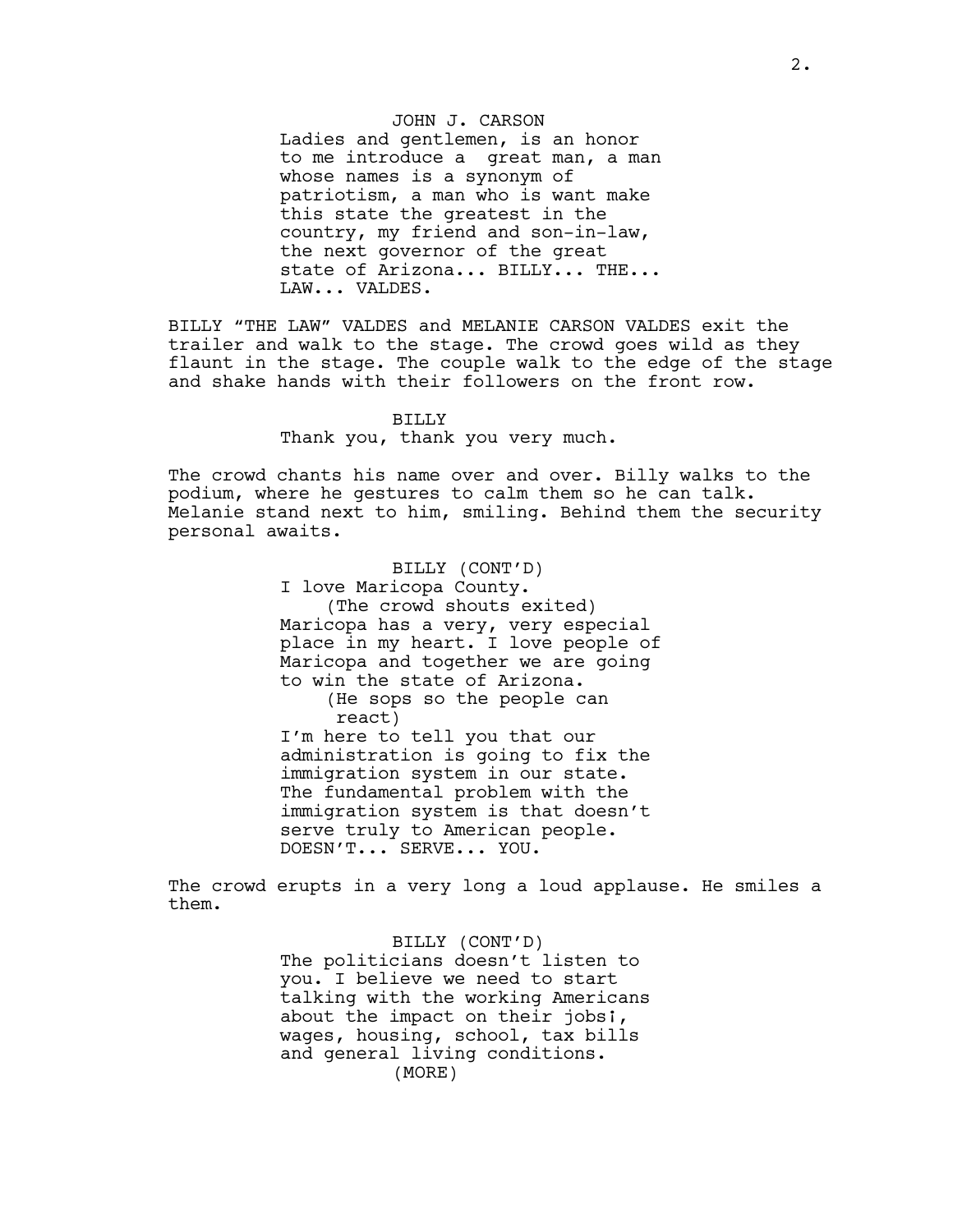JOHN J. CARSON
Ladies and gentlemen, is an honor to me introduce a great man, a man whose names is a synonym of patriotism, a man who is want make this state the greatest in the country, my friend and son-in-law, the next governor of the great state of Arizona... BILLY... THE... LAW... VALDES.

BILLY "THE LAW" VALDES and MELANIE CARSON VALDES exit the trailer and walk to the stage. The crowd goes wild as they flaunt in the stage. The couple walk to the edge of the stage and shake hands with their followers on the front row.

BILLY
Thank you, thank you very much.

The crowd chants his name over and over. Billy walks to the podium, where he gestures to calm them so he can talk. Melanie stand next to him, smiling. Behind them the security personal awaits.

BILLY (CONT'D)
I love Maricopa County.
(The crowd shouts exited)
Maricopa has a very, very especial place in my heart. I love people of Maricopa and together we are going to win the state of Arizona.
(He sops so the people can react)
I'm here to tell you that our administration is going to fix the immigration system in our state. The fundamental problem with the immigration system is that doesn't serve truly to American people. DOESN'T... SERVE... YOU.

The crowd erupts in a very long a loud applause. He smiles a them.

BILLY (CONT'D)
The politicians doesn't listen to you. I believe we need to start talking with the working Americans about the impact on their jobs¡, wages, housing, school, tax bills and general living conditions.
(MORE)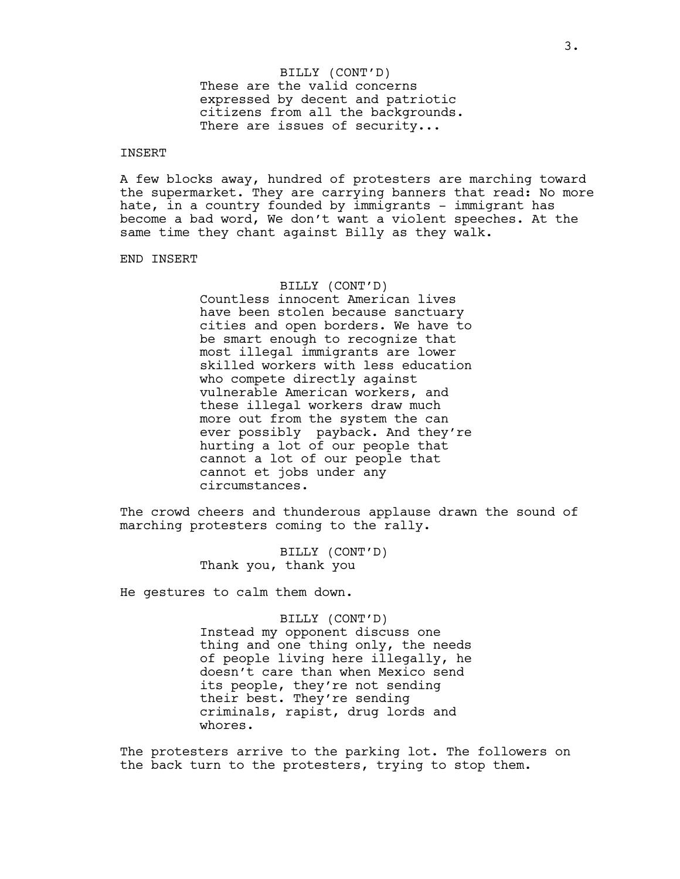BILLY (CONT'D)
These are the valid concerns expressed by decent and patriotic citizens from all the backgrounds. There are issues of security...

INSERT

A few blocks away, hundred of protesters are marching toward the supermarket. They are carrying banners that read: No more hate, in a country founded by immigrants - immigrant has become a bad word, We don't want a violent speeches. At the same time they chant against Billy as they walk.

END INSERT

BILLY (CONT'D)
Countless innocent American lives have been stolen because sanctuary cities and open borders. We have to be smart enough to recognize that most illegal immigrants are lower skilled workers with less education who compete directly against vulnerable American workers, and these illegal workers draw much more out from the system the can ever possibly  payback. And they're hurting a lot of our people that cannot a lot of our people that cannot et jobs under any circumstances.

The crowd cheers and thunderous applause drawn the sound of marching protesters coming to the rally.

BILLY (CONT'D)
Thank you, thank you

He gestures to calm them down.

BILLY (CONT'D)
Instead my opponent discuss one thing and one thing only, the needs of people living here illegally, he doesn't care than when Mexico send its people, they're not sending their best. They're sending criminals, rapist, drug lords and whores.

The protesters arrive to the parking lot. The followers on the back turn to the protesters, trying to stop them.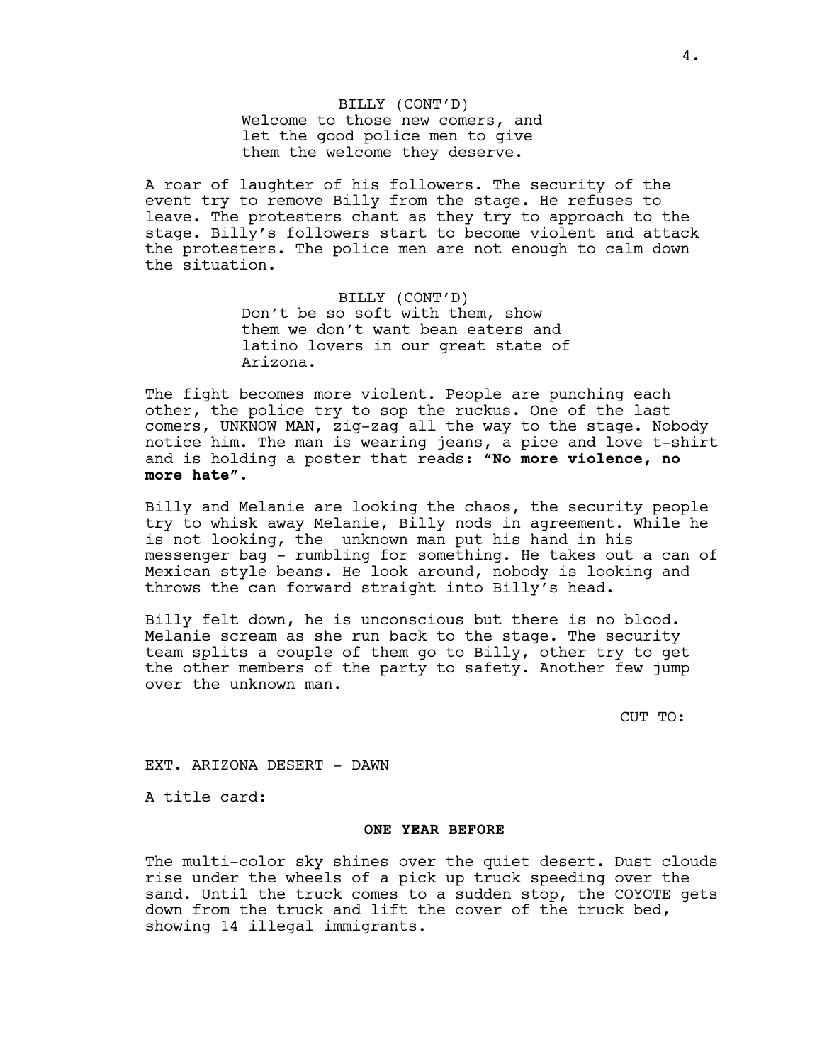BILLY (CONT'D)
Welcome to those new comers, and let the good police men to give them the welcome they deserve.

A roar of laughter of his followers. The security of the event try to remove Billy from the stage. He refuses to leave. The protesters chant as they try to approach to the stage. Billy's followers start to become violent and attack the protesters. The police men are not enough to calm down the situation.

BILLY (CONT'D)
Don't be so soft with them, show them we don't want bean eaters and latino lovers in our great state of Arizona.

The fight becomes more violent. People are punching each other, the police try to sop the ruckus. One of the last comers, UNKNOW MAN, zig-zag all the way to the stage. Nobody notice him. The man is wearing jeans, a pice and love t-shirt and is holding a poster that reads: **"No more violence, no more hate".**

Billy and Melanie are looking the chaos, the security people try to whisk away Melanie, Billy nods in agreement. While he is not looking, the unknown man put his hand in his messenger bag - rumbling for something. He takes out a can of Mexican style beans. He look around, nobody is looking and throws the can forward straight into Billy's head.

Billy felt down, he is unconscious but there is no blood. Melanie scream as she run back to the stage. The security team splits a couple of them go to Billy, other try to get the other members of the party to safety. Another few jump over the unknown man.

CUT TO:

EXT. ARIZONA DESERT - DAWN

A title card:

**ONE YEAR BEFORE**

The multi-color sky shines over the quiet desert. Dust clouds rise under the wheels of a pick up truck speeding over the sand. Until the truck comes to a sudden stop, the COYOTE gets down from the truck and lift the cover of the truck bed, showing 14 illegal immigrants.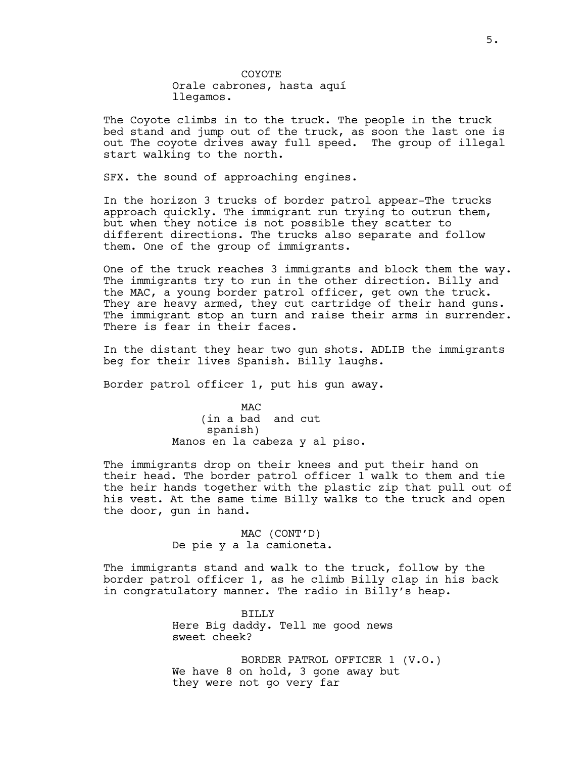COYOTE
Orale cabrones, hasta aquí llegamos.

The Coyote climbs in to the truck. The people in the truck bed stand and jump out of the truck, as soon the last one is out The coyote drives away full speed. The group of illegal start walking to the north.

SFX. the sound of approaching engines.

In the horizon 3 trucks of border patrol appear-The trucks approach quickly. The immigrant run trying to outrun them, but when they notice is not possible they scatter to different directions. The trucks also separate and follow them. One of the group of immigrants.

One of the truck reaches 3 immigrants and block them the way. The immigrants try to run in the other direction. Billy and the MAC, a young border patrol officer, get own the truck. They are heavy armed, they cut cartridge of their hand guns. The immigrant stop an turn and raise their arms in surrender. There is fear in their faces.

In the distant they hear two gun shots. ADLIB the immigrants beg for their lives Spanish. Billy laughs.

Border patrol officer 1, put his gun away.

MAC
(in a bad and cut spanish)
Manos en la cabeza y al piso.

The immigrants drop on their knees and put their hand on their head. The border patrol officer 1 walk to them and tie the heir hands together with the plastic zip that pull out of his vest. At the same time Billy walks to the truck and open the door, gun in hand.

MAC (CONT'D)
De pie y a la camioneta.

The immigrants stand and walk to the truck, follow by the border patrol officer 1, as he climb Billy clap in his back in congratulatory manner. The radio in Billy's heap.

BILLY
Here Big daddy. Tell me good news sweet cheek?

BORDER PATROL OFFICER 1 (V.O.)
We have 8 on hold, 3 gone away but they were not go very far